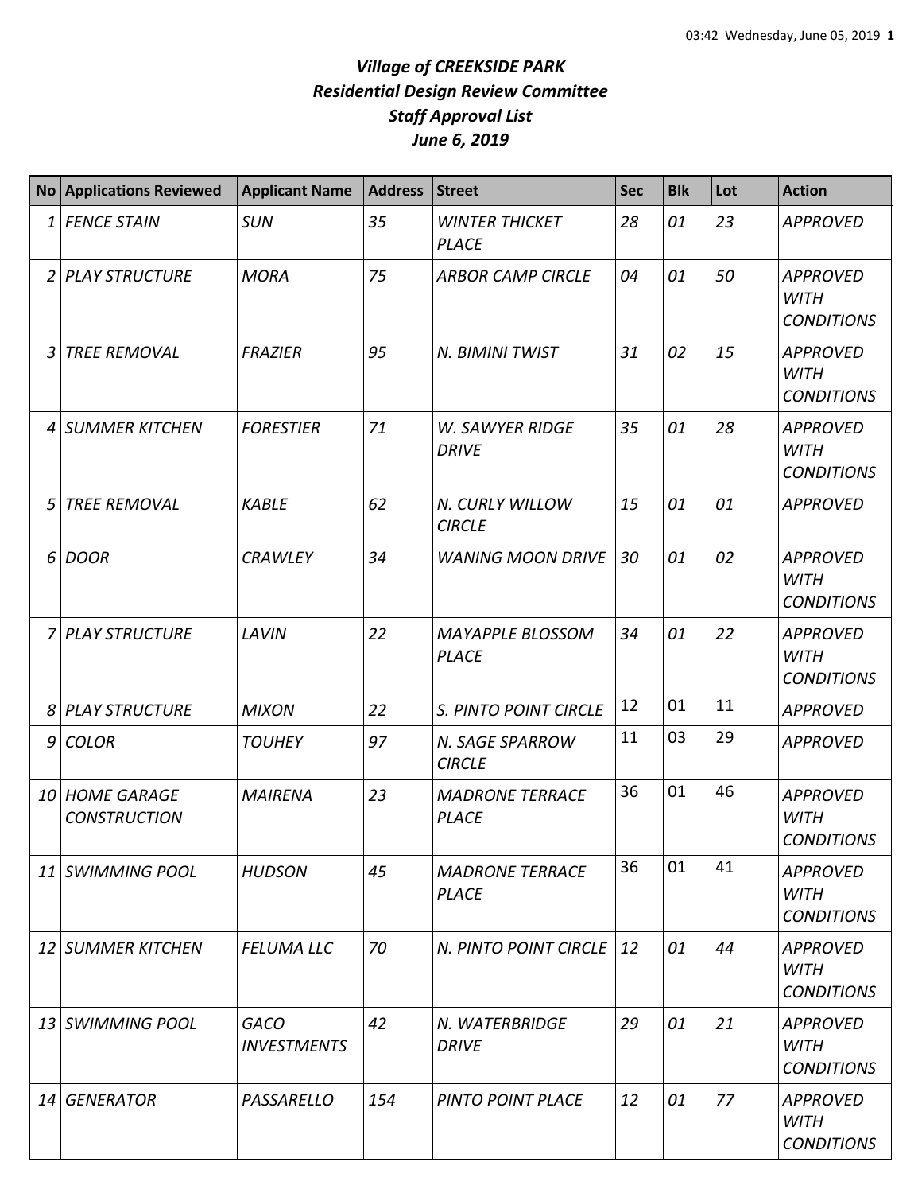***Village of CREEKSIDE PARK***
***Residential Design Review Committee***
***Staff Approval List***
***June 6, 2019***

| No | Applications Reviewed | Applicant Name | Address | Street | Sec | Blk | Lot | Action |
|---|---|---|---|---|---|---|---|---|
| *1* | *FENCE STAIN* | *SUN* | *35* | *WINTER THICKET PLACE* | *28* | *01* | *23* | *APPROVED* |
| *2* | *PLAY STRUCTURE* | *MORA* | *75* | *ARBOR CAMP CIRCLE* | *04* | *01* | *50* | *APPROVED WITH CONDITIONS* |
| *3* | *TREE REMOVAL* | *FRAZIER* | *95* | *N. BIMINI TWIST* | *31* | *02* | *15* | *APPROVED WITH CONDITIONS* |
| *4* | *SUMMER KITCHEN* | *FORESTIER* | *71* | *W. SAWYER RIDGE DRIVE* | *35* | *01* | *28* | *APPROVED WITH CONDITIONS* |
| *5* | *TREE REMOVAL* | *KABLE* | *62* | *N. CURLY WILLOW CIRCLE* | *15* | *01* | *01* | *APPROVED* |
| *6* | *DOOR* | *CRAWLEY* | *34* | *WANING MOON DRIVE* | *30* | *01* | *02* | *APPROVED WITH CONDITIONS* |
| *7* | *PLAY STRUCTURE* | *LAVIN* | *22* | *MAYAPPLE BLOSSOM PLACE* | *34* | *01* | *22* | *APPROVED WITH CONDITIONS* |
| *8* | *PLAY STRUCTURE* | *MIXON* | *22* | *S. PINTO POINT CIRCLE* | 12 | 01 | 11 | *APPROVED* |
| *9* | *COLOR* | *TOUHEY* | *97* | *N. SAGE SPARROW CIRCLE* | 11 | 03 | 29 | *APPROVED* |
| *10* | *HOME GARAGE CONSTRUCTION* | *MAIRENA* | *23* | *MADRONE TERRACE PLACE* | 36 | 01 | 46 | *APPROVED WITH CONDITIONS* |
| *11* | *SWIMMING POOL* | *HUDSON* | *45* | *MADRONE TERRACE PLACE* | 36 | 01 | 41 | *APPROVED WITH CONDITIONS* |
| *12* | *SUMMER KITCHEN* | *FELUMA LLC* | *70* | *N. PINTO POINT CIRCLE* | *12* | *01* | *44* | *APPROVED WITH CONDITIONS* |
| *13* | *SWIMMING POOL* | *GACO INVESTMENTS* | *42* | *N. WATERBRIDGE DRIVE* | *29* | *01* | *21* | *APPROVED WITH CONDITIONS* |
| *14* | *GENERATOR* | *PASSARELLO* | *154* | *PINTO POINT PLACE* | *12* | *01* | *77* | *APPROVED WITH CONDITIONS* |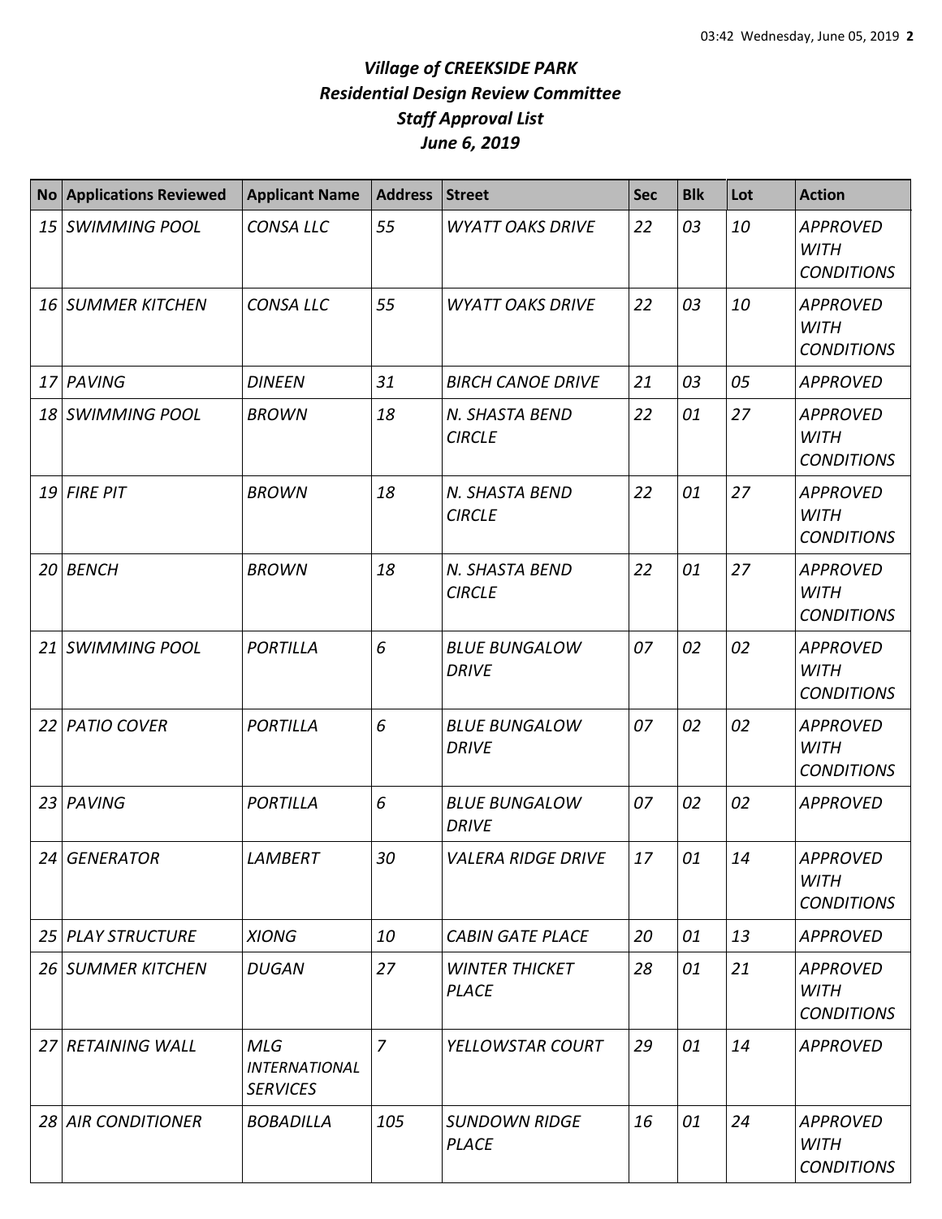# *Village of CREEKSIDE PARK*
## *Residential Design Review Committee*
## *Staff Approval List*
## *June 6, 2019*

| No | Applications Reviewed | Applicant Name | Address | Street | Sec | Blk | Lot | Action |
|---|---|---|---|---|---|---|---|---|
| 15 | SWIMMING POOL | CONSA LLC | 55 | WYATT OAKS DRIVE | 22 | 03 | 10 | APPROVED WITH CONDITIONS |
| 16 | SUMMER KITCHEN | CONSA LLC | 55 | WYATT OAKS DRIVE | 22 | 03 | 10 | APPROVED WITH CONDITIONS |
| 17 | PAVING | DINEEN | 31 | BIRCH CANOE DRIVE | 21 | 03 | 05 | APPROVED |
| 18 | SWIMMING POOL | BROWN | 18 | N. SHASTA BEND CIRCLE | 22 | 01 | 27 | APPROVED WITH CONDITIONS |
| 19 | FIRE PIT | BROWN | 18 | N. SHASTA BEND CIRCLE | 22 | 01 | 27 | APPROVED WITH CONDITIONS |
| 20 | BENCH | BROWN | 18 | N. SHASTA BEND CIRCLE | 22 | 01 | 27 | APPROVED WITH CONDITIONS |
| 21 | SWIMMING POOL | PORTILLA | 6 | BLUE BUNGALOW DRIVE | 07 | 02 | 02 | APPROVED WITH CONDITIONS |
| 22 | PATIO COVER | PORTILLA | 6 | BLUE BUNGALOW DRIVE | 07 | 02 | 02 | APPROVED WITH CONDITIONS |
| 23 | PAVING | PORTILLA | 6 | BLUE BUNGALOW DRIVE | 07 | 02 | 02 | APPROVED |
| 24 | GENERATOR | LAMBERT | 30 | VALERA RIDGE DRIVE | 17 | 01 | 14 | APPROVED WITH CONDITIONS |
| 25 | PLAY STRUCTURE | XIONG | 10 | CABIN GATE PLACE | 20 | 01 | 13 | APPROVED |
| 26 | SUMMER KITCHEN | DUGAN | 27 | WINTER THICKET PLACE | 28 | 01 | 21 | APPROVED WITH CONDITIONS |
| 27 | RETAINING WALL | MLG INTERNATIONAL SERVICES | 7 | YELLOWSTAR COURT | 29 | 01 | 14 | APPROVED |
| 28 | AIR CONDITIONER | BOBADILLA | 105 | SUNDOWN RIDGE PLACE | 16 | 01 | 24 | APPROVED WITH CONDITIONS |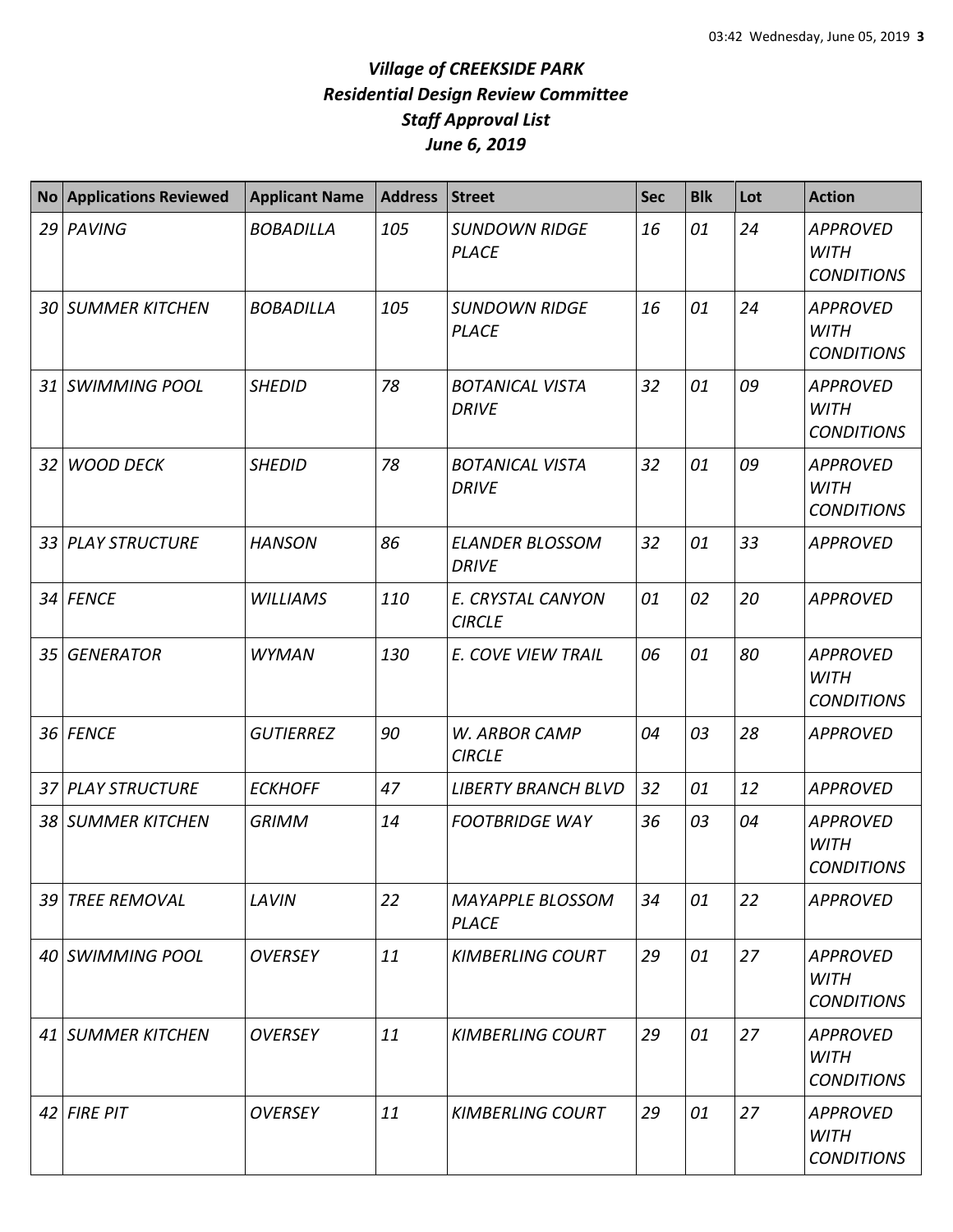# *Village of CREEKSIDE PARK*
# *Residential Design Review Committee*
# *Staff Approval List*
# *June 6, 2019*

| No | Applications Reviewed | Applicant Name | Address | Street | Sec | Blk | Lot | Action |
|---|---|---|---|---|---|---|---|---|
| *29* | *PAVING* | *BOBADILLA* | *105* | *SUNDOWN RIDGE PLACE* | *16* | *01* | *24* | *APPROVED WITH CONDITIONS* |
| *30* | *SUMMER KITCHEN* | *BOBADILLA* | *105* | *SUNDOWN RIDGE PLACE* | *16* | *01* | *24* | *APPROVED WITH CONDITIONS* |
| *31* | *SWIMMING POOL* | *SHEDID* | *78* | *BOTANICAL VISTA DRIVE* | *32* | *01* | *09* | *APPROVED WITH CONDITIONS* |
| *32* | *WOOD DECK* | *SHEDID* | *78* | *BOTANICAL VISTA DRIVE* | *32* | *01* | *09* | *APPROVED WITH CONDITIONS* |
| *33* | *PLAY STRUCTURE* | *HANSON* | *86* | *ELANDER BLOSSOM DRIVE* | *32* | *01* | *33* | *APPROVED* |
| *34* | *FENCE* | *WILLIAMS* | *110* | *E. CRYSTAL CANYON CIRCLE* | *01* | *02* | *20* | *APPROVED* |
| *35* | *GENERATOR* | *WYMAN* | *130* | *E. COVE VIEW TRAIL* | *06* | *01* | *80* | *APPROVED WITH CONDITIONS* |
| *36* | *FENCE* | *GUTIERREZ* | *90* | *W. ARBOR CAMP CIRCLE* | *04* | *03* | *28* | *APPROVED* |
| *37* | *PLAY STRUCTURE* | *ECKHOFF* | *47* | *LIBERTY BRANCH BLVD* | *32* | *01* | *12* | *APPROVED* |
| *38* | *SUMMER KITCHEN* | *GRIMM* | *14* | *FOOTBRIDGE WAY* | *36* | *03* | *04* | *APPROVED WITH CONDITIONS* |
| *39* | *TREE REMOVAL* | *LAVIN* | *22* | *MAYAPPLE BLOSSOM PLACE* | *34* | *01* | *22* | *APPROVED* |
| *40* | *SWIMMING POOL* | *OVERSEY* | *11* | *KIMBERLING COURT* | *29* | *01* | *27* | *APPROVED WITH CONDITIONS* |
| *41* | *SUMMER KITCHEN* | *OVERSEY* | *11* | *KIMBERLING COURT* | *29* | *01* | *27* | *APPROVED WITH CONDITIONS* |
| *42* | *FIRE PIT* | *OVERSEY* | *11* | *KIMBERLING COURT* | *29* | *01* | *27* | *APPROVED WITH CONDITIONS* |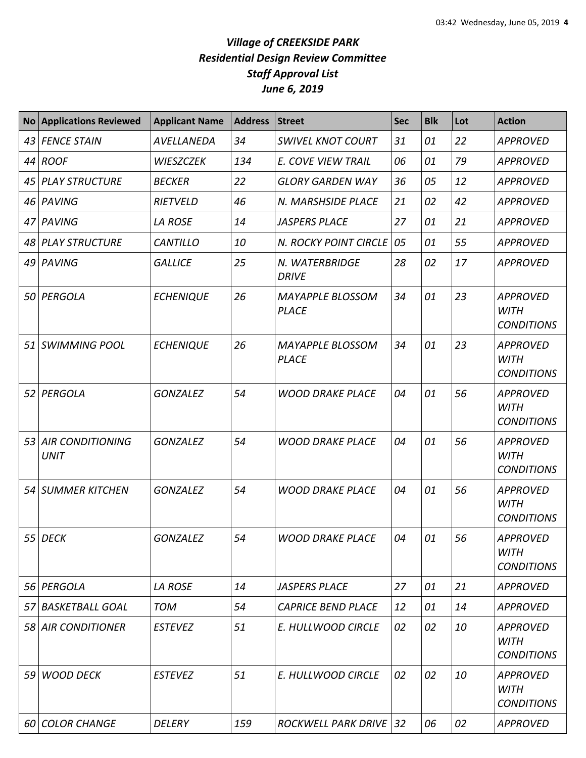# *Village of CREEKSIDE PARK*
## *Residential Design Review Committee*
## *Staff Approval List*
## *June 6, 2019*

| No | Applications Reviewed | Applicant Name | Address | Street | Sec | Blk | Lot | Action |
|---|---|---|---|---|---|---|---|---|
| 43 | FENCE STAIN | AVELLANEDA | 34 | SWIVEL KNOT COURT | 31 | 01 | 22 | APPROVED |
| 44 | ROOF | WIESZCZEK | 134 | E. COVE VIEW TRAIL | 06 | 01 | 79 | APPROVED |
| 45 | PLAY STRUCTURE | BECKER | 22 | GLORY GARDEN WAY | 36 | 05 | 12 | APPROVED |
| 46 | PAVING | RIETVELD | 46 | N. MARSHSIDE PLACE | 21 | 02 | 42 | APPROVED |
| 47 | PAVING | LA ROSE | 14 | JASPERS PLACE | 27 | 01 | 21 | APPROVED |
| 48 | PLAY STRUCTURE | CANTILLO | 10 | N. ROCKY POINT CIRCLE | 05 | 01 | 55 | APPROVED |
| 49 | PAVING | GALLICE | 25 | N. WATERBRIDGE DRIVE | 28 | 02 | 17 | APPROVED |
| 50 | PERGOLA | ECHENIQUE | 26 | MAYAPPLE BLOSSOM PLACE | 34 | 01 | 23 | APPROVED WITH CONDITIONS |
| 51 | SWIMMING POOL | ECHENIQUE | 26 | MAYAPPLE BLOSSOM PLACE | 34 | 01 | 23 | APPROVED WITH CONDITIONS |
| 52 | PERGOLA | GONZALEZ | 54 | WOOD DRAKE PLACE | 04 | 01 | 56 | APPROVED WITH CONDITIONS |
| 53 | AIR CONDITIONING UNIT | GONZALEZ | 54 | WOOD DRAKE PLACE | 04 | 01 | 56 | APPROVED WITH CONDITIONS |
| 54 | SUMMER KITCHEN | GONZALEZ | 54 | WOOD DRAKE PLACE | 04 | 01 | 56 | APPROVED WITH CONDITIONS |
| 55 | DECK | GONZALEZ | 54 | WOOD DRAKE PLACE | 04 | 01 | 56 | APPROVED WITH CONDITIONS |
| 56 | PERGOLA | LA ROSE | 14 | JASPERS PLACE | 27 | 01 | 21 | APPROVED |
| 57 | BASKETBALL GOAL | TOM | 54 | CAPRICE BEND PLACE | 12 | 01 | 14 | APPROVED |
| 58 | AIR CONDITIONER | ESTEVEZ | 51 | E. HULLWOOD CIRCLE | 02 | 02 | 10 | APPROVED WITH CONDITIONS |
| 59 | WOOD DECK | ESTEVEZ | 51 | E. HULLWOOD CIRCLE | 02 | 02 | 10 | APPROVED WITH CONDITIONS |
| 60 | COLOR CHANGE | DELERY | 159 | ROCKWELL PARK DRIVE | 32 | 06 | 02 | APPROVED |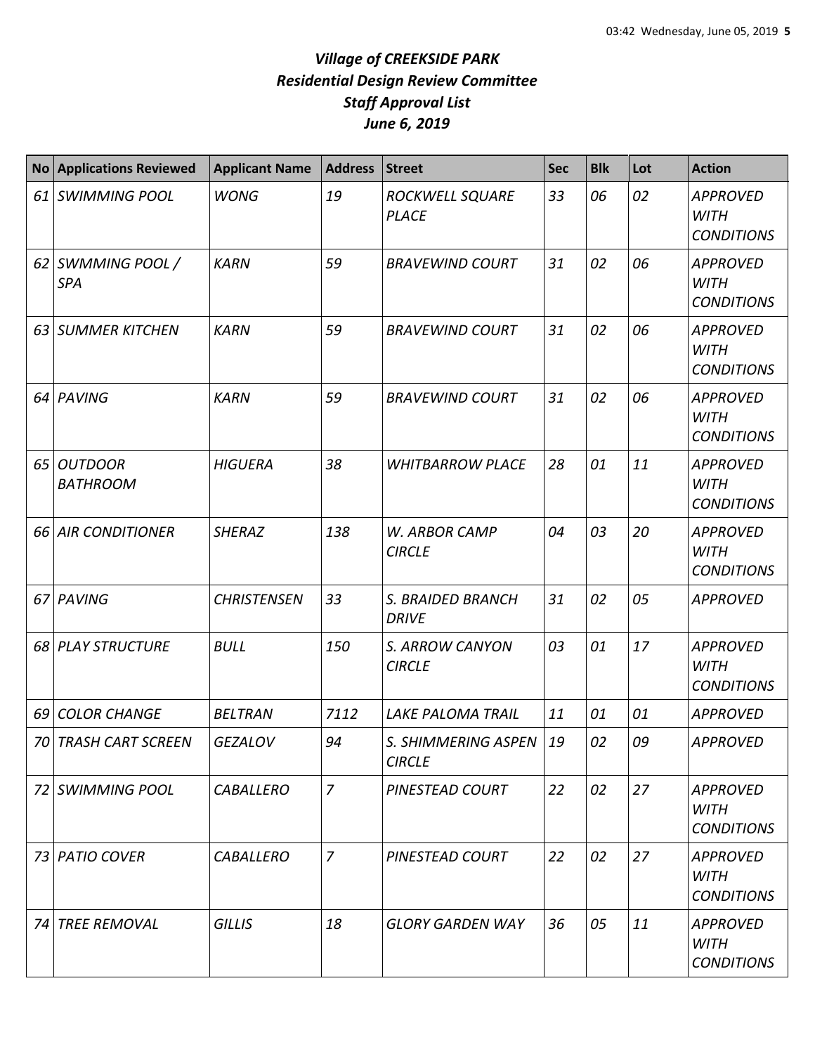# *Village of CREEKSIDE PARK*
# *Residential Design Review Committee*
# *Staff Approval List*
# *June 6, 2019*

| No | Applications Reviewed | Applicant Name | Address | Street | Sec | Blk | Lot | Action |
|---|---|---|---|---|---|---|---|---|
| 61 | SWIMMING POOL | WONG | 19 | ROCKWELL SQUARE PLACE | 33 | 06 | 02 | APPROVED WITH CONDITIONS |
| 62 | SWMMING POOL / SPA | KARN | 59 | BRAVEWIND COURT | 31 | 02 | 06 | APPROVED WITH CONDITIONS |
| 63 | SUMMER KITCHEN | KARN | 59 | BRAVEWIND COURT | 31 | 02 | 06 | APPROVED WITH CONDITIONS |
| 64 | PAVING | KARN | 59 | BRAVEWIND COURT | 31 | 02 | 06 | APPROVED WITH CONDITIONS |
| 65 | OUTDOOR BATHROOM | HIGUERA | 38 | WHITBARROW PLACE | 28 | 01 | 11 | APPROVED WITH CONDITIONS |
| 66 | AIR CONDITIONER | SHERAZ | 138 | W. ARBOR CAMP CIRCLE | 04 | 03 | 20 | APPROVED WITH CONDITIONS |
| 67 | PAVING | CHRISTENSEN | 33 | S. BRAIDED BRANCH DRIVE | 31 | 02 | 05 | APPROVED |
| 68 | PLAY STRUCTURE | BULL | 150 | S. ARROW CANYON CIRCLE | 03 | 01 | 17 | APPROVED WITH CONDITIONS |
| 69 | COLOR CHANGE | BELTRAN | 7112 | LAKE PALOMA TRAIL | 11 | 01 | 01 | APPROVED |
| 70 | TRASH CART SCREEN | GEZALOV | 94 | S. SHIMMERING ASPEN CIRCLE | 19 | 02 | 09 | APPROVED |
| 72 | SWIMMING POOL | CABALLERO | 7 | PINESTEAD COURT | 22 | 02 | 27 | APPROVED WITH CONDITIONS |
| 73 | PATIO COVER | CABALLERO | 7 | PINESTEAD COURT | 22 | 02 | 27 | APPROVED WITH CONDITIONS |
| 74 | TREE REMOVAL | GILLIS | 18 | GLORY GARDEN WAY | 36 | 05 | 11 | APPROVED WITH CONDITIONS |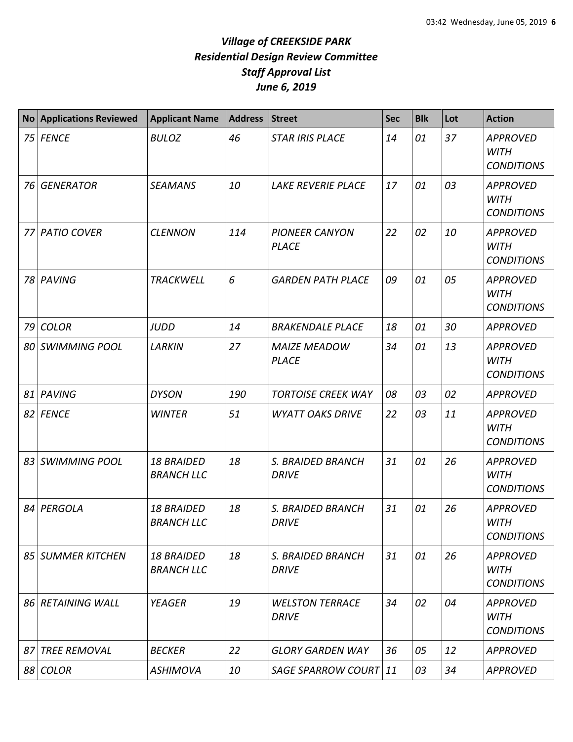# *Village of CREEKSIDE PARK*
## *Residential Design Review Committee*
## *Staff Approval List*
## *June 6, 2019*

| No | Applications Reviewed | Applicant Name | Address | Street | Sec | Blk | Lot | Action |
|---|---|---|---|---|---|---|---|---|
| *75* | *FENCE* | *BULOZ* | *46* | *STAR IRIS PLACE* | *14* | *01* | *37* | *APPROVED WITH CONDITIONS* |
| *76* | *GENERATOR* | *SEAMANS* | *10* | *LAKE REVERIE PLACE* | *17* | *01* | *03* | *APPROVED WITH CONDITIONS* |
| *77* | *PATIO COVER* | *CLENNON* | *114* | *PIONEER CANYON PLACE* | *22* | *02* | *10* | *APPROVED WITH CONDITIONS* |
| *78* | *PAVING* | *TRACKWELL* | *6* | *GARDEN PATH PLACE* | *09* | *01* | *05* | *APPROVED WITH CONDITIONS* |
| *79* | *COLOR* | *JUDD* | *14* | *BRAKENDALE PLACE* | *18* | *01* | *30* | *APPROVED* |
| *80* | *SWIMMING POOL* | *LARKIN* | *27* | *MAIZE MEADOW PLACE* | *34* | *01* | *13* | *APPROVED WITH CONDITIONS* |
| *81* | *PAVING* | *DYSON* | *190* | *TORTOISE CREEK WAY* | *08* | *03* | *02* | *APPROVED* |
| *82* | *FENCE* | *WINTER* | *51* | *WYATT OAKS DRIVE* | *22* | *03* | *11* | *APPROVED WITH CONDITIONS* |
| *83* | *SWIMMING POOL* | *18 BRAIDED BRANCH LLC* | *18* | *S. BRAIDED BRANCH DRIVE* | *31* | *01* | *26* | *APPROVED WITH CONDITIONS* |
| *84* | *PERGOLA* | *18 BRAIDED BRANCH LLC* | *18* | *S. BRAIDED BRANCH DRIVE* | *31* | *01* | *26* | *APPROVED WITH CONDITIONS* |
| *85* | *SUMMER KITCHEN* | *18 BRAIDED BRANCH LLC* | *18* | *S. BRAIDED BRANCH DRIVE* | *31* | *01* | *26* | *APPROVED WITH CONDITIONS* |
| *86* | *RETAINING WALL* | *YEAGER* | *19* | *WELSTON TERRACE DRIVE* | *34* | *02* | *04* | *APPROVED WITH CONDITIONS* |
| *87* | *TREE REMOVAL* | *BECKER* | *22* | *GLORY GARDEN WAY* | *36* | *05* | *12* | *APPROVED* |
| *88* | *COLOR* | *ASHIMOVA* | *10* | *SAGE SPARROW COURT* | *11* | *03* | *34* | *APPROVED* |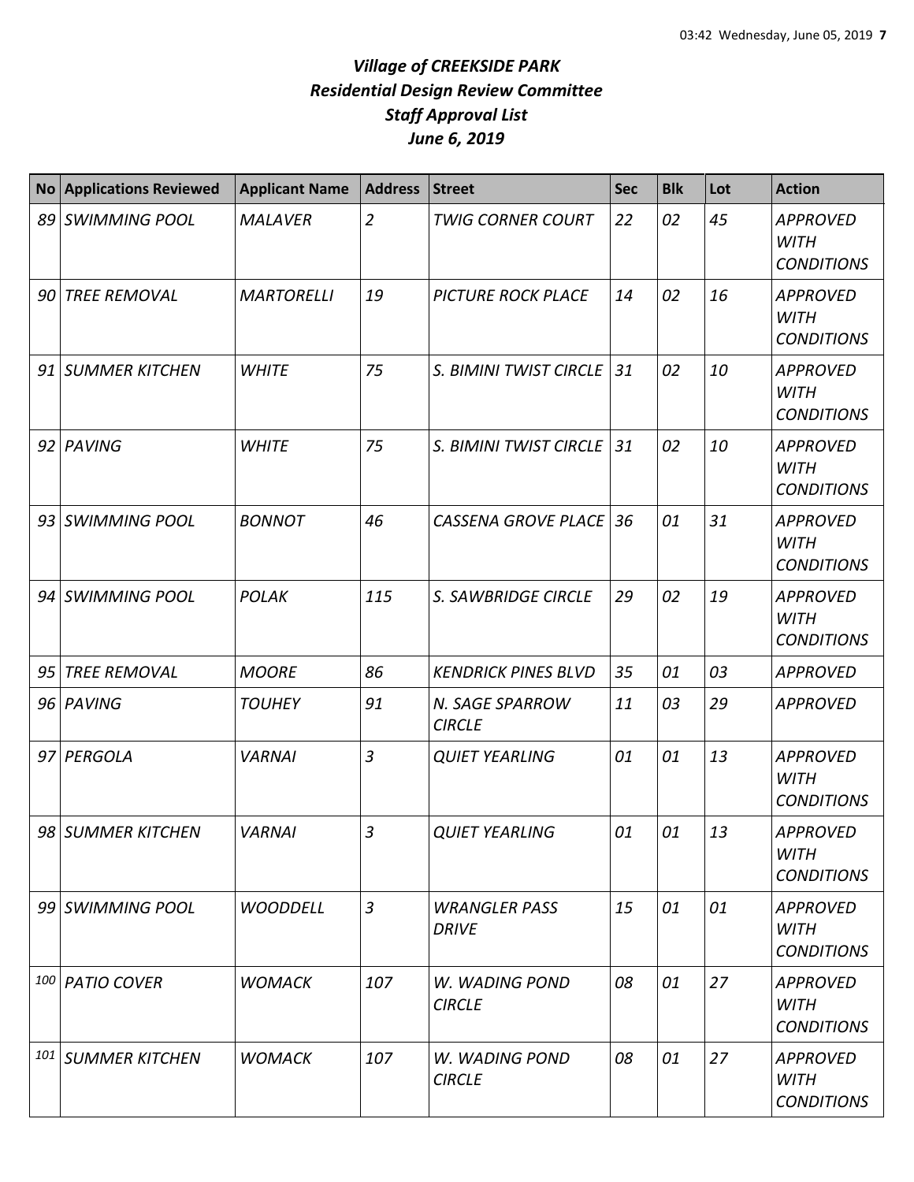# *Village of CREEKSIDE PARK*
# *Residential Design Review Committee*
# *Staff Approval List*
# *June 6, 2019*

| No | Applications Reviewed | Applicant Name | Address | Street | Sec | Blk | Lot | Action |
|---|---|---|---|---|---|---|---|---|
| *89* | *SWIMMING POOL* | *MALAVER* | *2* | *TWIG CORNER COURT* | *22* | *02* | *45* | *APPROVED WITH CONDITIONS* |
| *90* | *TREE REMOVAL* | *MARTORELLI* | *19* | *PICTURE ROCK PLACE* | *14* | *02* | *16* | *APPROVED WITH CONDITIONS* |
| *91* | *SUMMER KITCHEN* | *WHITE* | *75* | *S. BIMINI TWIST CIRCLE* | *31* | *02* | *10* | *APPROVED WITH CONDITIONS* |
| *92* | *PAVING* | *WHITE* | *75* | *S. BIMINI TWIST CIRCLE* | *31* | *02* | *10* | *APPROVED WITH CONDITIONS* |
| *93* | *SWIMMING POOL* | *BONNOT* | *46* | *CASSENA GROVE PLACE* | *36* | *01* | *31* | *APPROVED WITH CONDITIONS* |
| *94* | *SWIMMING POOL* | *POLAK* | *115* | *S. SAWBRIDGE CIRCLE* | *29* | *02* | *19* | *APPROVED WITH CONDITIONS* |
| *95* | *TREE REMOVAL* | *MOORE* | *86* | *KENDRICK PINES BLVD* | *35* | *01* | *03* | *APPROVED* |
| *96* | *PAVING* | *TOUHEY* | *91* | *N. SAGE SPARROW CIRCLE* | *11* | *03* | *29* | *APPROVED* |
| *97* | *PERGOLA* | *VARNAI* | *3* | *QUIET YEARLING* | *01* | *01* | *13* | *APPROVED WITH CONDITIONS* |
| *98* | *SUMMER KITCHEN* | *VARNAI* | *3* | *QUIET YEARLING* | *01* | *01* | *13* | *APPROVED WITH CONDITIONS* |
| *99* | *SWIMMING POOL* | *WOODDELL* | *3* | *WRANGLER PASS DRIVE* | *15* | *01* | *01* | *APPROVED WITH CONDITIONS* |
| *100* | *PATIO COVER* | *WOMACK* | *107* | *W. WADING POND CIRCLE* | *08* | *01* | *27* | *APPROVED WITH CONDITIONS* |
| *101* | *SUMMER KITCHEN* | *WOMACK* | *107* | *W. WADING POND CIRCLE* | *08* | *01* | *27* | *APPROVED WITH CONDITIONS* |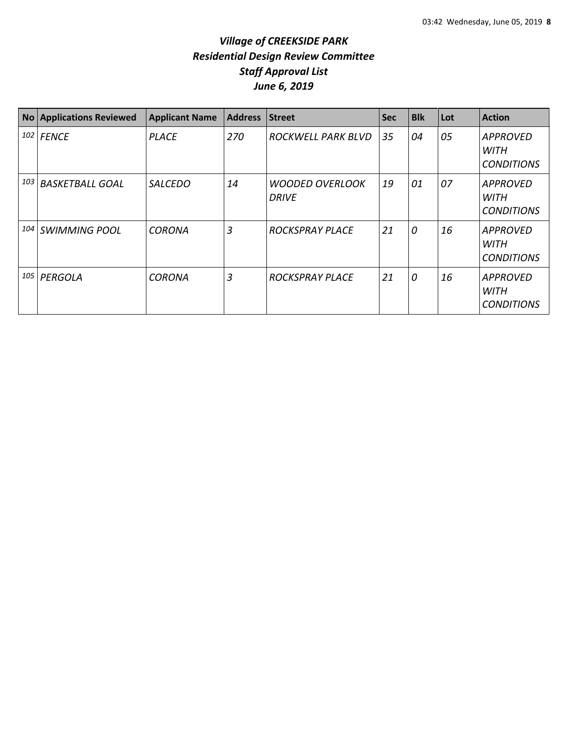# *Village of CREEKSIDE PARK*
## *Residential Design Review Committee*
## *Staff Approval List*
## *June 6, 2019*

| No | Applications Reviewed | Applicant Name | Address | Street | Sec | Blk | Lot | Action |
|---|---|---|---|---|---|---|---|---|
| *102* | *FENCE* | *PLACE* | *270* | *ROCKWELL PARK BLVD* | *35* | *04* | *05* | *APPROVED WITH CONDITIONS* |
| *103* | *BASKETBALL GOAL* | *SALCEDO* | *14* | *WOODED OVERLOOK DRIVE* | *19* | *01* | *07* | *APPROVED WITH CONDITIONS* |
| *104* | *SWIMMING POOL* | *CORONA* | *3* | *ROCKSPRAY PLACE* | *21* | *0* | *16* | *APPROVED WITH CONDITIONS* |
| *105* | *PERGOLA* | *CORONA* | *3* | *ROCKSPRAY PLACE* | *21* | *0* | *16* | *APPROVED WITH CONDITIONS* |